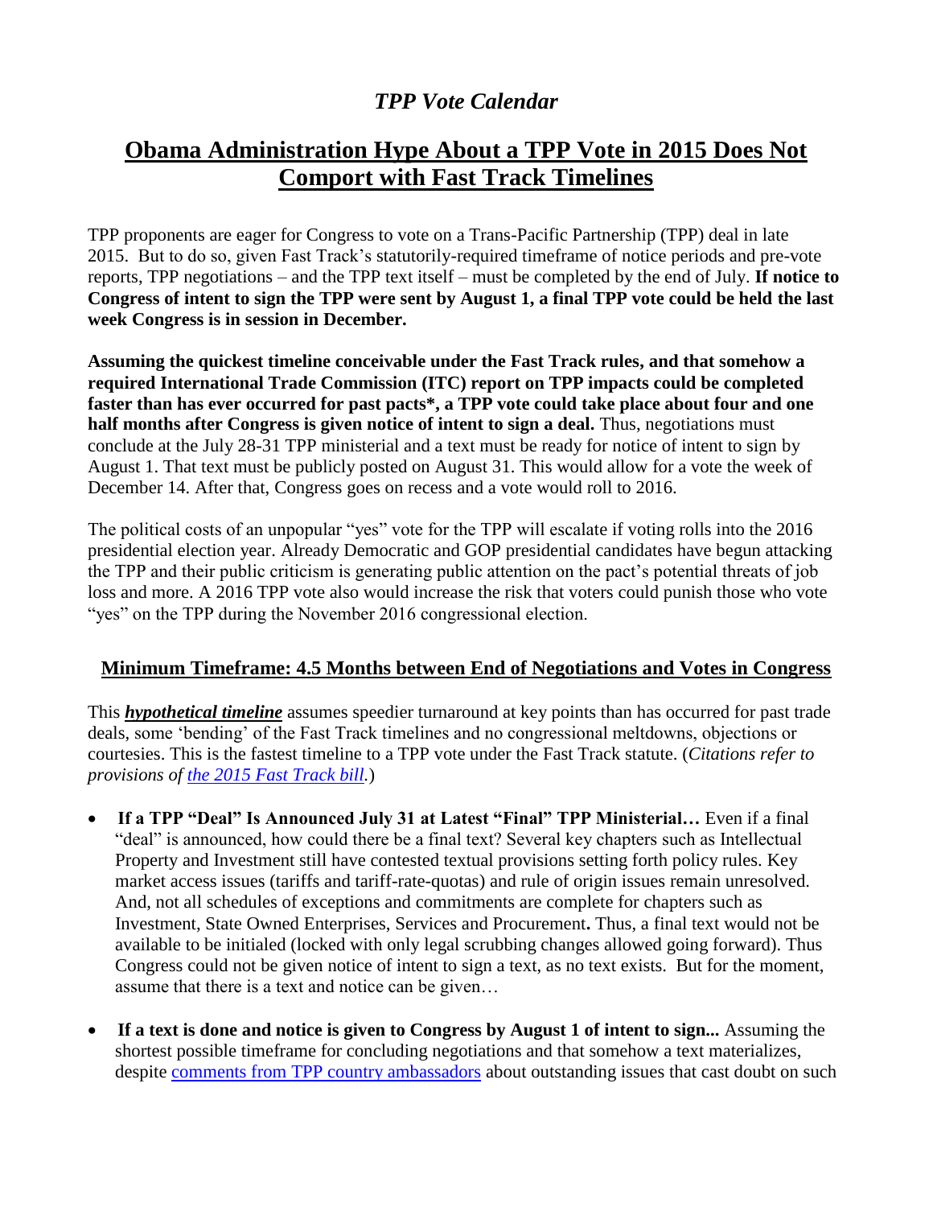# *TPP Vote Calendar*

## Obama Administration Hype About a TPP Vote in 2015 Does Not Comport with Fast Track Timelines

TPP proponents are eager for Congress to vote on a Trans-Pacific Partnership (TPP) deal in late 2015. But to do so, given Fast Track's statutorily-required timeframe of notice periods and pre-vote reports, TPP negotiations – and the TPP text itself – must be completed by the end of July. **If notice to Congress of intent to sign the TPP were sent by August 1, a final TPP vote could be held the last week Congress is in session in December.**

**Assuming the quickest timeline conceivable under the Fast Track rules, and that somehow a required International Trade Commission (ITC) report on TPP impacts could be completed faster than has ever occurred for past pacts*, a TPP vote could take place about four and one half months after Congress is given notice of intent to sign a deal.** Thus, negotiations must conclude at the July 28-31 TPP ministerial and a text must be ready for notice of intent to sign by August 1. That text must be publicly posted on August 31. This would allow for a vote the week of December 14. After that, Congress goes on recess and a vote would roll to 2016.

The political costs of an unpopular "yes" vote for the TPP will escalate if voting rolls into the 2016 presidential election year. Already Democratic and GOP presidential candidates have begun attacking the TPP and their public criticism is generating public attention on the pact's potential threats of job loss and more. A 2016 TPP vote also would increase the risk that voters could punish those who vote "yes" on the TPP during the November 2016 congressional election.

### Minimum Timeframe: 4.5 Months between End of Negotiations and Votes in Congress

This ***hypothetical timeline*** assumes speedier turnaround at key points than has occurred for past trade deals, some 'bending' of the Fast Track timelines and no congressional meltdowns, objections or courtesies. This is the fastest timeline to a TPP vote under the Fast Track statute. (*Citations refer to provisions of [the 2015 Fast Track bill](#).*)

- **If a TPP "Deal" Is Announced July 31 at Latest "Final" TPP Ministerial…** Even if a final "deal" is announced, how could there be a final text? Several key chapters such as Intellectual Property and Investment still have contested textual provisions setting forth policy rules. Key market access issues (tariffs and tariff-rate-quotas) and rule of origin issues remain unresolved. And, not all schedules of exceptions and commitments are complete for chapters such as Investment, State Owned Enterprises, Services and Procurement**.** Thus, a final text would not be available to be initialed (locked with only legal scrubbing changes allowed going forward). Thus Congress could not be given notice of intent to sign a text, as no text exists. But for the moment, assume that there is a text and notice can be given…

- **If a text is done and notice is given to Congress by August 1 of intent to sign...** Assuming the shortest possible timeframe for concluding negotiations and that somehow a text materializes, despite [comments from TPP country ambassadors](#) about outstanding issues that cast doubt on such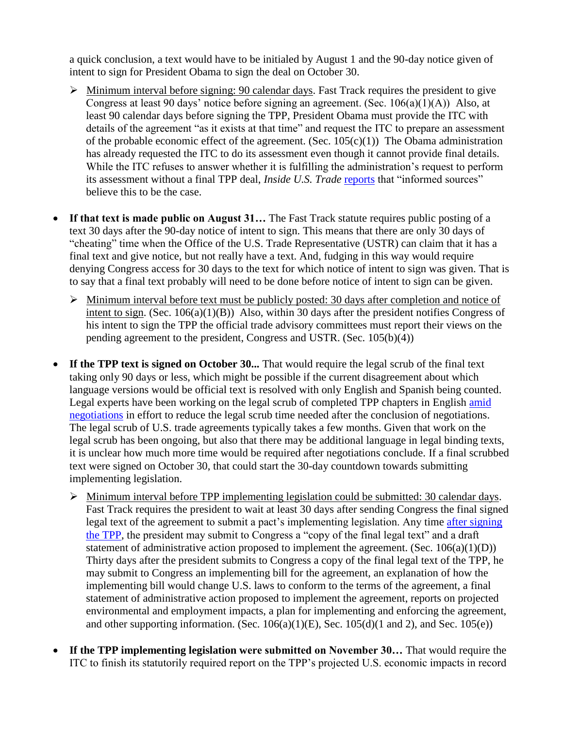a quick conclusion, a text would have to be initialed by August 1 and the 90-day notice given of intent to sign for President Obama to sign the deal on October 30.

- Minimum interval before signing: 90 calendar days. Fast Track requires the president to give Congress at least 90 days' notice before signing an agreement. (Sec. 106(a)(1)(A)) Also, at least 90 calendar days before signing the TPP, President Obama must provide the ITC with details of the agreement "as it exists at that time" and request the ITC to prepare an assessment of the probable economic effect of the agreement. (Sec. 105(c)(1)) The Obama administration has already requested the ITC to do its assessment even though it cannot provide final details. While the ITC refuses to answer whether it is fulfilling the administration's request to perform its assessment without a final TPP deal, *Inside U.S. Trade* reports that "informed sources" believe this to be the case.

- **If that text is made public on August 31…** The Fast Track statute requires public posting of a text 30 days after the 90-day notice of intent to sign. This means that there are only 30 days of "cheating" time when the Office of the U.S. Trade Representative (USTR) can claim that it has a final text and give notice, but not really have a text. And, fudging in this way would require denying Congress access for 30 days to the text for which notice of intent to sign was given. That is to say that a final text probably will need to be done before notice of intent to sign can be given.
  - Minimum interval before text must be publicly posted: 30 days after completion and notice of intent to sign. (Sec. 106(a)(1)(B)) Also, within 30 days after the president notifies Congress of his intent to sign the TPP the official trade advisory committees must report their views on the pending agreement to the president, Congress and USTR. (Sec. 105(b)(4))

- **If the TPP text is signed on October 30...** That would require the legal scrub of the final text taking only 90 days or less, which might be possible if the current disagreement about which language versions would be official text is resolved with only English and Spanish being counted. Legal experts have been working on the legal scrub of completed TPP chapters in English amid negotiations in effort to reduce the legal scrub time needed after the conclusion of negotiations. The legal scrub of U.S. trade agreements typically takes a few months. Given that work on the legal scrub has been ongoing, but also that there may be additional language in legal binding texts, it is unclear how much more time would be required after negotiations conclude. If a final scrubbed text were signed on October 30, that could start the 30-day countdown towards submitting implementing legislation.
  - Minimum interval before TPP implementing legislation could be submitted: 30 calendar days. Fast Track requires the president to wait at least 30 days after sending Congress the final signed legal text of the agreement to submit a pact's implementing legislation. Any time after signing the TPP, the president may submit to Congress a "copy of the final legal text" and a draft statement of administrative action proposed to implement the agreement. (Sec. 106(a)(1)(D)) Thirty days after the president submits to Congress a copy of the final legal text of the TPP, he may submit to Congress an implementing bill for the agreement, an explanation of how the implementing bill would change U.S. laws to conform to the terms of the agreement, a final statement of administrative action proposed to implement the agreement, reports on projected environmental and employment impacts, a plan for implementing and enforcing the agreement, and other supporting information. (Sec. 106(a)(1)(E), Sec. 105(d)(1 and 2), and Sec. 105(e))

- **If the TPP implementing legislation were submitted on November 30…** That would require the ITC to finish its statutorily required report on the TPP's projected U.S. economic impacts in record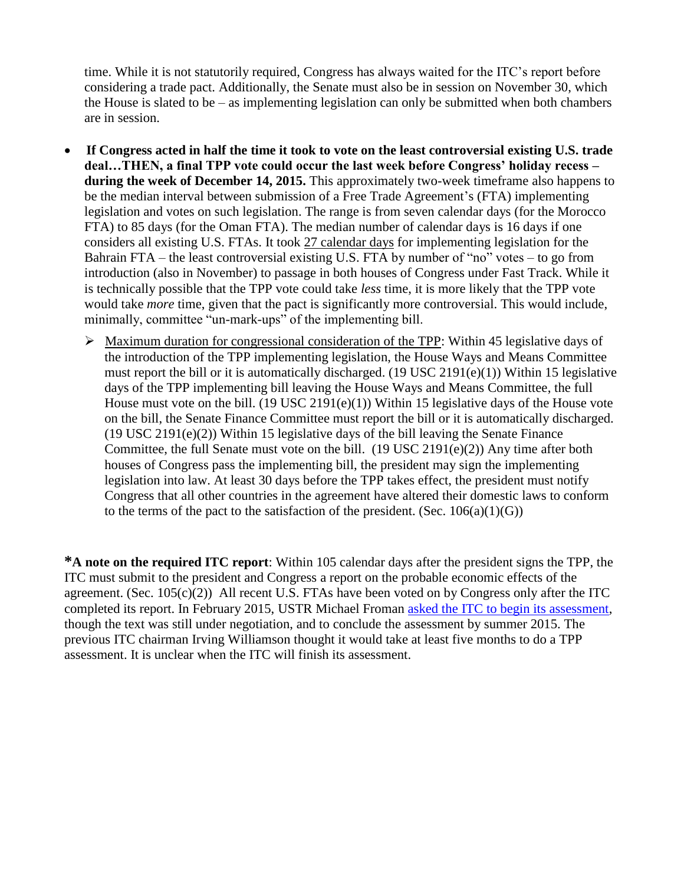time. While it is not statutorily required, Congress has always waited for the ITC's report before considering a trade pact. Additionally, the Senate must also be in session on November 30, which the House is slated to be – as implementing legislation can only be submitted when both chambers are in session.

- **If Congress acted in half the time it took to vote on the least controversial existing U.S. trade deal…THEN, a final TPP vote could occur the last week before Congress' holiday recess – during the week of December 14, 2015.** This approximately two-week timeframe also happens to be the median interval between submission of a Free Trade Agreement's (FTA) implementing legislation and votes on such legislation. The range is from seven calendar days (for the Morocco FTA) to 85 days (for the Oman FTA). The median number of calendar days is 16 days if one considers all existing U.S. FTAs. It took <u>27 calendar days</u> for implementing legislation for the Bahrain FTA – the least controversial existing U.S. FTA by number of "no" votes – to go from introduction (also in November) to passage in both houses of Congress under Fast Track. While it is technically possible that the TPP vote could take *less* time, it is more likely that the TPP vote would take *more* time, given that the pact is significantly more controversial. This would include, minimally, committee "un-mark-ups" of the implementing bill.
  - <u>Maximum duration for congressional consideration of the TPP</u>: Within 45 legislative days of the introduction of the TPP implementing legislation, the House Ways and Means Committee must report the bill or it is automatically discharged. (19 USC 2191(e)(1)) Within 15 legislative days of the TPP implementing bill leaving the House Ways and Means Committee, the full House must vote on the bill. (19 USC 2191(e)(1)) Within 15 legislative days of the House vote on the bill, the Senate Finance Committee must report the bill or it is automatically discharged. (19 USC 2191(e)(2)) Within 15 legislative days of the bill leaving the Senate Finance Committee, the full Senate must vote on the bill. (19 USC 2191(e)(2)) Any time after both houses of Congress pass the implementing bill, the president may sign the implementing legislation into law. At least 30 days before the TPP takes effect, the president must notify Congress that all other countries in the agreement have altered their domestic laws to conform to the terms of the pact to the satisfaction of the president. (Sec. 106(a)(1)(G))

***A note on the required ITC report**: Within 105 calendar days after the president signs the TPP, the ITC must submit to the president and Congress a report on the probable economic effects of the agreement. (Sec. 105(c)(2)) All recent U.S. FTAs have been voted on by Congress only after the ITC completed its report. In February 2015, USTR Michael Froman asked the ITC to begin its assessment, though the text was still under negotiation, and to conclude the assessment by summer 2015. The previous ITC chairman Irving Williamson thought it would take at least five months to do a TPP assessment. It is unclear when the ITC will finish its assessment.